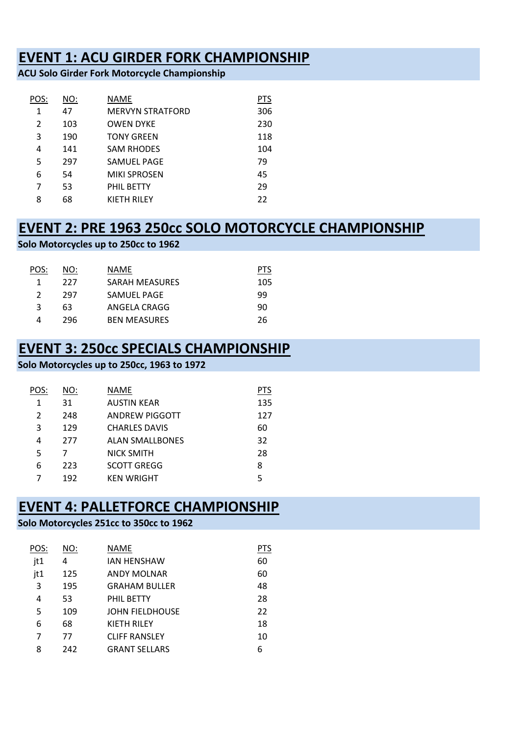# EVENT 1: ACU GIRDER FORK CHAMPIONSHIP

**ACU Solo Girder Fork Motorcycle Championship**

| POS: | NO: | NAME | PTS |
|---|---|---|---|
| 1 | 47 | MERVYN STRATFORD | 306 |
| 2 | 103 | OWEN DYKE | 230 |
| 3 | 190 | TONY GREEN | 118 |
| 4 | 141 | SAM RHODES | 104 |
| 5 | 297 | SAMUEL PAGE | 79 |
| 6 | 54 | MIKI SPROSEN | 45 |
| 7 | 53 | PHIL BETTY | 29 |
| 8 | 68 | KIETH RILEY | 22 |

# EVENT 2: PRE 1963 250cc SOLO MOTORCYCLE CHAMPIONSHIP

**Solo Motorcycles up to 250cc to 1962**

| POS: | NO: | NAME | PTS |
|---|---|---|---|
| 1 | 227 | SARAH MEASURES | 105 |
| 2 | 297 | SAMUEL PAGE | 99 |
| 3 | 63 | ANGELA CRAGG | 90 |
| 4 | 296 | BEN MEASURES | 26 |

# EVENT 3: 250cc SPECIALS CHAMPIONSHIP

**Solo Motorcycles up to 250cc, 1963 to 1972**

| POS: | NO: | NAME | PTS |
|---|---|---|---|
| 1 | 31 | AUSTIN KEAR | 135 |
| 2 | 248 | ANDREW PIGGOTT | 127 |
| 3 | 129 | CHARLES DAVIS | 60 |
| 4 | 277 | ALAN SMALLBONES | 32 |
| 5 | 7 | NICK SMITH | 28 |
| 6 | 223 | SCOTT GREGG | 8 |
| 7 | 192 | KEN WRIGHT | 5 |

# EVENT 4: PALLETFORCE CHAMPIONSHIP

**Solo Motorcycles 251cc to 350cc to 1962**

| POS: | NO: | NAME | PTS |
|---|---|---|---|
| jt1 | 4 | IAN HENSHAW | 60 |
| jt1 | 125 | ANDY MOLNAR | 60 |
| 3 | 195 | GRAHAM BULLER | 48 |
| 4 | 53 | PHIL BETTY | 28 |
| 5 | 109 | JOHN FIELDHOUSE | 22 |
| 6 | 68 | KIETH RILEY | 18 |
| 7 | 77 | CLIFF RANSLEY | 10 |
| 8 | 242 | GRANT SELLARS | 6 |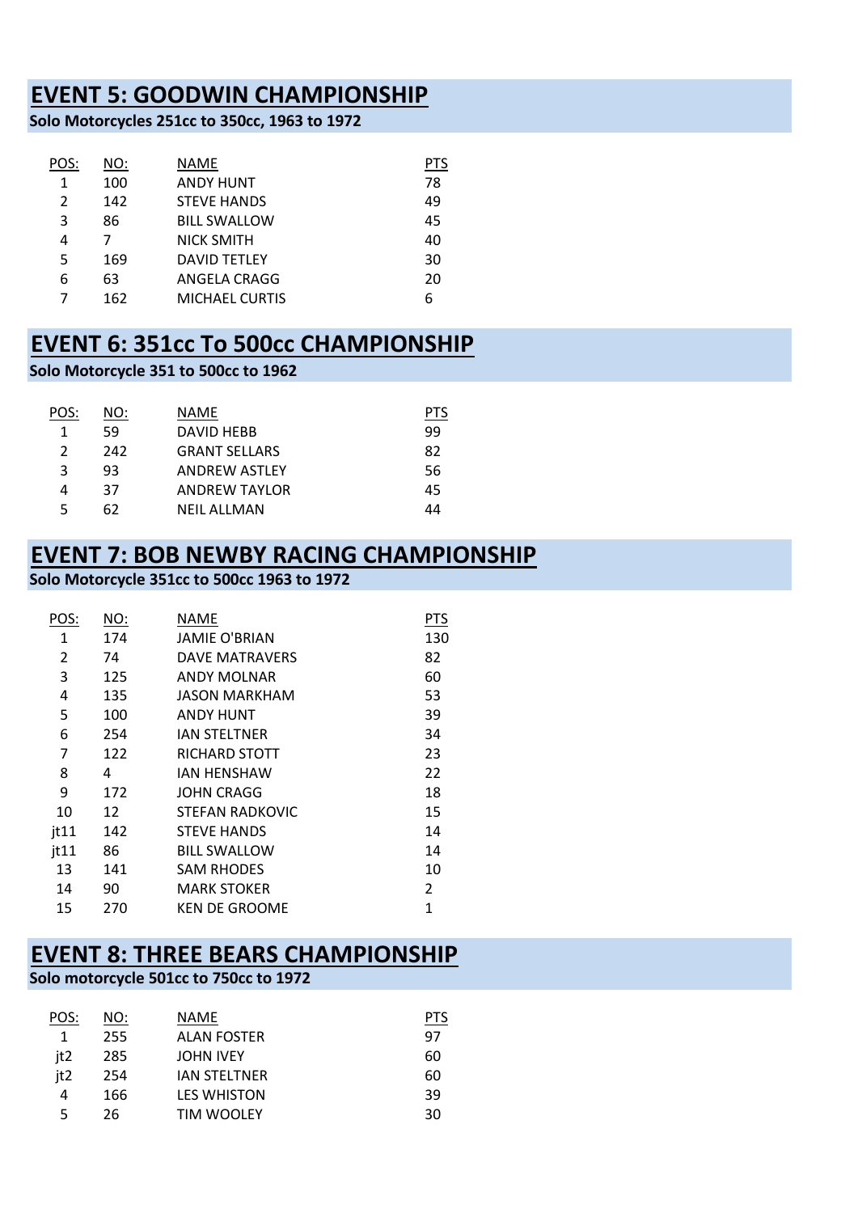## EVENT 5: GOODWIN CHAMPIONSHIP

**Solo Motorcycles 251cc to 350cc, 1963 to 1972**

| POS: | NO: | NAME | PTS |
|---|---|---|---|
| 1 | 100 | ANDY HUNT | 78 |
| 2 | 142 | STEVE HANDS | 49 |
| 3 | 86 | BILL SWALLOW | 45 |
| 4 | 7 | NICK SMITH | 40 |
| 5 | 169 | DAVID TETLEY | 30 |
| 6 | 63 | ANGELA CRAGG | 20 |
| 7 | 162 | MICHAEL CURTIS | 6 |

## EVENT 6: 351cc To 500cc CHAMPIONSHIP

**Solo Motorcycle 351 to 500cc to 1962**

| POS: | NO: | NAME | PTS |
|---|---|---|---|
| 1 | 59 | DAVID HEBB | 99 |
| 2 | 242 | GRANT SELLARS | 82 |
| 3 | 93 | ANDREW ASTLEY | 56 |
| 4 | 37 | ANDREW TAYLOR | 45 |
| 5 | 62 | NEIL ALLMAN | 44 |

## EVENT 7: BOB NEWBY RACING CHAMPIONSHIP

**Solo Motorcycle 351cc to 500cc 1963 to 1972**

| POS: | NO: | NAME | PTS |
|---|---|---|---|
| 1 | 174 | JAMIE O'BRIAN | 130 |
| 2 | 74 | DAVE MATRAVERS | 82 |
| 3 | 125 | ANDY MOLNAR | 60 |
| 4 | 135 | JASON MARKHAM | 53 |
| 5 | 100 | ANDY HUNT | 39 |
| 6 | 254 | IAN STELTNER | 34 |
| 7 | 122 | RICHARD STOTT | 23 |
| 8 | 4 | IAN HENSHAW | 22 |
| 9 | 172 | JOHN CRAGG | 18 |
| 10 | 12 | STEFAN RADKOVIC | 15 |
| jt11 | 142 | STEVE HANDS | 14 |
| jt11 | 86 | BILL SWALLOW | 14 |
| 13 | 141 | SAM RHODES | 10 |
| 14 | 90 | MARK STOKER | 2 |
| 15 | 270 | KEN DE GROOME | 1 |

## EVENT 8: THREE BEARS CHAMPIONSHIP

**Solo motorcycle 501cc to 750cc to 1972**

| POS: | NO: | NAME | PTS |
|---|---|---|---|
| 1 | 255 | ALAN FOSTER | 97 |
| jt2 | 285 | JOHN IVEY | 60 |
| jt2 | 254 | IAN STELTNER | 60 |
| 4 | 166 | LES WHISTON | 39 |
| 5 | 26 | TIM WOOLEY | 30 |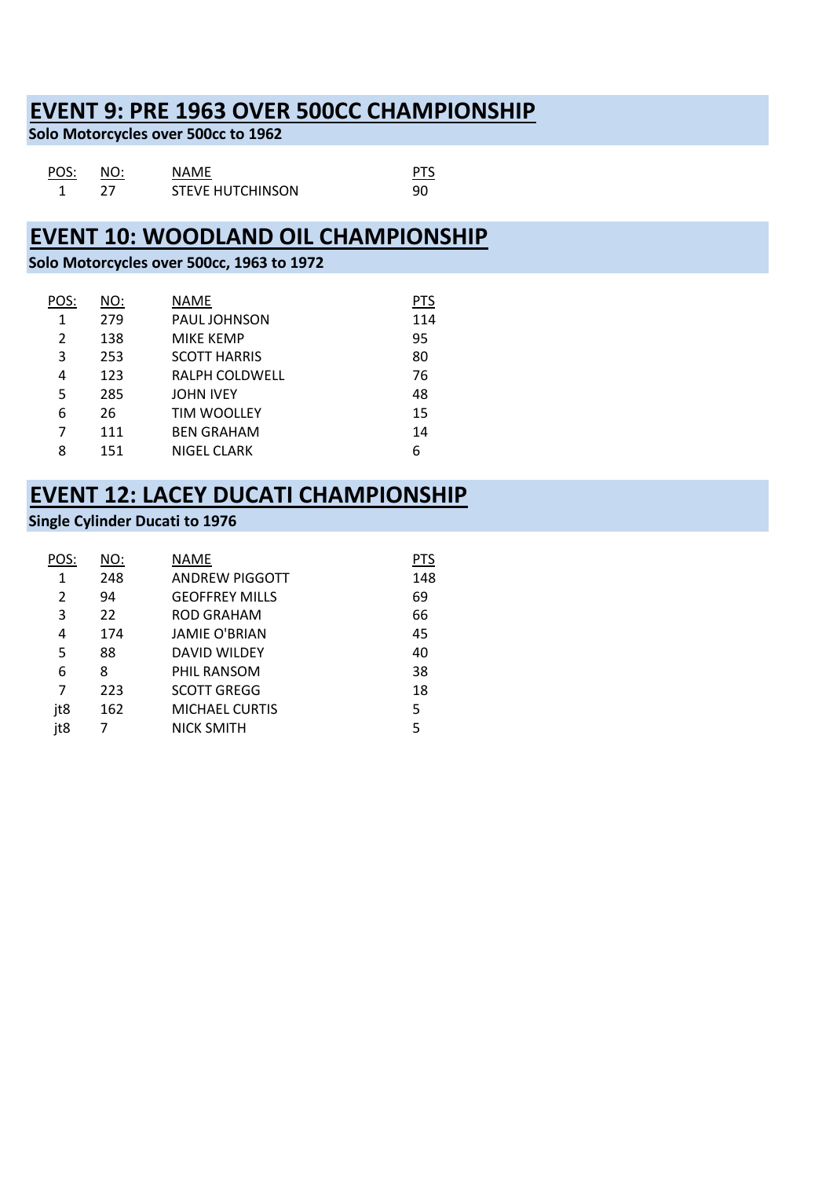## EVENT 9: PRE 1963 OVER 500CC CHAMPIONSHIP

**Solo Motorcycles over 500cc to 1962**

| POS: | NO: | NAME | PTS |
|---|---|---|---|
| 1 | 27 | STEVE HUTCHINSON | 90 |

## EVENT 10: WOODLAND OIL CHAMPIONSHIP

**Solo Motorcycles over 500cc, 1963 to 1972**

| POS: | NO: | NAME | PTS |
|---|---|---|---|
| 1 | 279 | PAUL JOHNSON | 114 |
| 2 | 138 | MIKE KEMP | 95 |
| 3 | 253 | SCOTT HARRIS | 80 |
| 4 | 123 | RALPH COLDWELL | 76 |
| 5 | 285 | JOHN IVEY | 48 |
| 6 | 26 | TIM WOOLLEY | 15 |
| 7 | 111 | BEN GRAHAM | 14 |
| 8 | 151 | NIGEL CLARK | 6 |

## EVENT 12: LACEY DUCATI CHAMPIONSHIP

**Single Cylinder Ducati to 1976**

| POS: | NO: | NAME | PTS |
|---|---|---|---|
| 1 | 248 | ANDREW PIGGOTT | 148 |
| 2 | 94 | GEOFFREY MILLS | 69 |
| 3 | 22 | ROD GRAHAM | 66 |
| 4 | 174 | JAMIE O'BRIAN | 45 |
| 5 | 88 | DAVID WILDEY | 40 |
| 6 | 8 | PHIL RANSOM | 38 |
| 7 | 223 | SCOTT GREGG | 18 |
| jt8 | 162 | MICHAEL CURTIS | 5 |
| jt8 | 7 | NICK SMITH | 5 |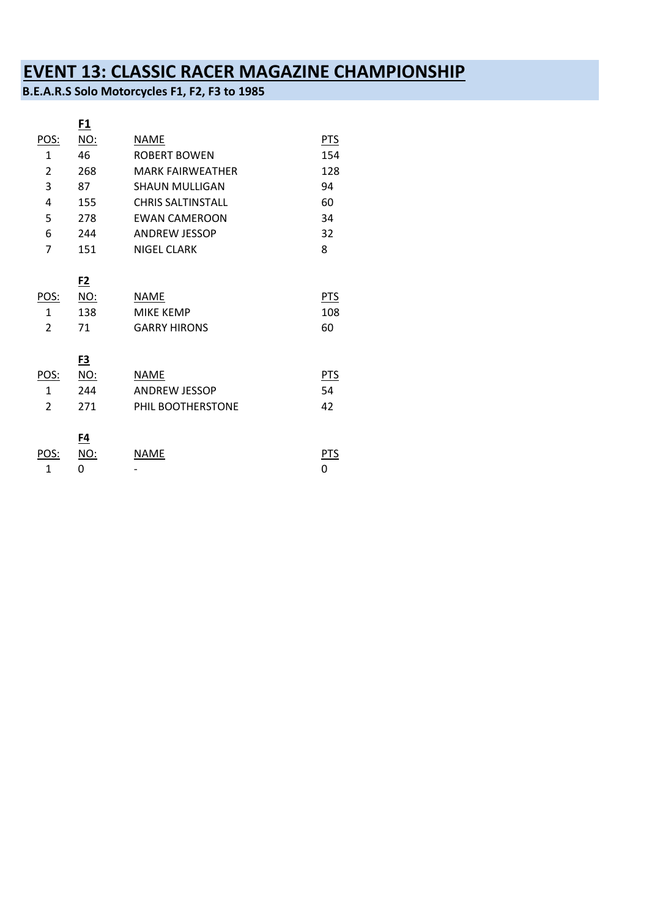# EVENT 13: CLASSIC RACER MAGAZINE CHAMPIONSHIP

**B.E.A.R.S Solo Motorcycles F1, F2, F3 to 1985**

**F1**

| POS: | NO: | NAME | PTS |
|---|---|---|---|
| 1 | 46 | ROBERT BOWEN | 154 |
| 2 | 268 | MARK FAIRWEATHER | 128 |
| 3 | 87 | SHAUN MULLIGAN | 94 |
| 4 | 155 | CHRIS SALTINSTALL | 60 |
| 5 | 278 | EWAN CAMEROON | 34 |
| 6 | 244 | ANDREW JESSOP | 32 |
| 7 | 151 | NIGEL CLARK | 8 |

**F2**

| POS: | NO: | NAME | PTS |
|---|---|---|---|
| 1 | 138 | MIKE KEMP | 108 |
| 2 | 71 | GARRY HIRONS | 60 |

**F3**

| POS: | NO: | NAME | PTS |
|---|---|---|---|
| 1 | 244 | ANDREW JESSOP | 54 |
| 2 | 271 | PHIL BOOTHERSTONE | 42 |

**F4**

| POS: | NO: | NAME | PTS |
|---|---|---|---|
| 1 | 0 | - | 0 |